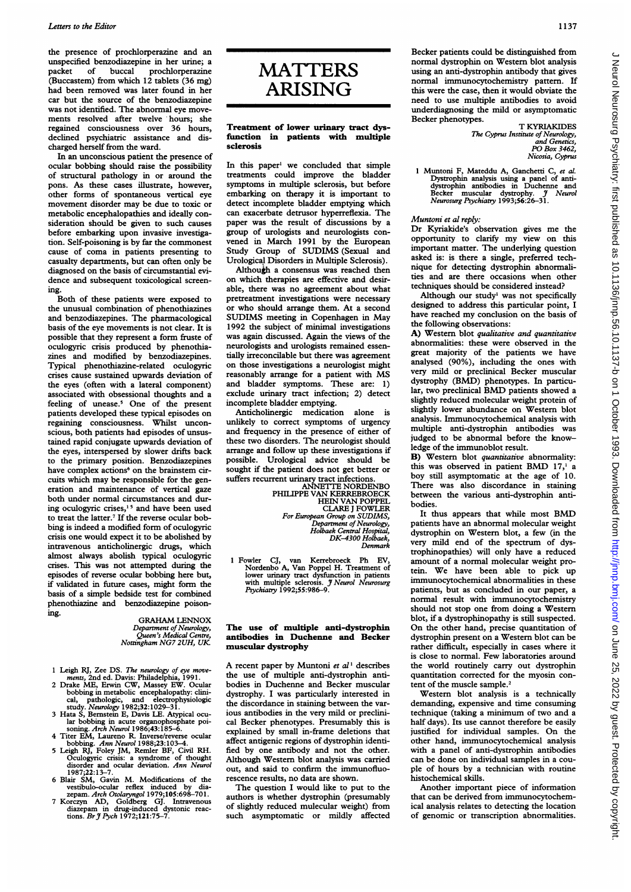the presence of prochlorperazine and an unspecified benzodiazepine in her urine; a<br>packet of buccal prochlorperazine packet of buccal prochlorperazine (Buccastem) from which 12 tablets (36 mg) had been removed was later found in her car but the source of the benzodiazepine was not identified. The abnormal eye movements resolved after twelve hours; she regained consciousness over 36 hours, declined psychiatric assistance and discharged herself from the ward.

In an unconscious patient the presence of ocular bobbing should raise the possibility of structural pathology in or around the pons. As these cases illustrate, however, other forms of spontaneous vertical eye movement disorder may be due to toxic or metabolic encephalopathies and ideally consideration should be given to such causes before embarking upon invasive investigation. Self-poisoning is by far the commonest cause of coma in patients presenting to casualty departments, but can often only be diagnosed on the basis of circumstantial evidence and subsequent toxicological screening.

Both of these patients were exposed to the unusual combination of phenothiazines and benzodiazepines. The pharmacological basis of the eye movements is not clear. It is possible that they represent a form fruste of oculogyric crisis produced by phenothiazines and modified by benzodiazepines. Typical phenothiazine-related oculogyric crises cause sustained upwards deviation of the eyes (often with a lateral component) associated with obsessional thoughts and a feeling of unease.<sup>5</sup> One of the present patients developed these typical episodes on regaining consciousness. Whilst unconscious, both patients had episodes of unsustained rapid conjugate upwards deviation of the eyes, interspersed by slower drifts back to the primary position. Benzodiazepines have complex actions<sup>6</sup> on the brainstem circuits which may be responsible for the generation and maintenance of vertical gaze both under normal circumstances and during oculogyric crises,<sup>15</sup> and have been used to treat the latter.<sup>7</sup> If the reverse ocular bobbing is indeed a modified form of oculogyric crisis one would expect it to be abolished by intravenous anticholinergic drugs, which almost always abolish typical oculogyric crises. This was not attempted during the episodes of reverse ocular bobbing here but, if validated in future cases, might form the basis of a simple bedside test for combined phenothiazine and benzodiazepine poisoning.

GRAHAM LENNOX<br>Department of Neurology,<br>Queen's Medical Centre, Nottingham NG7 2UH, UK

- 1 Leigh RJ, Zee DS. The neurology of eye move-<br>ments, 2nd ed. Davis: Philadelphia, 1991.<br>Drake ME, Erwin CW, Massey EW. Ocular<br>bobbing in metabolic encephalopathy: clinical, pathologic, and electrophysiologic<br>study. *Neurology* 1982;32:1029–31.<br>3 Hata S, Bernstein E, Davis LE. Atypical ocu-
- 
- 
- lar bobbing in acute organophosphate poi-<br>soning. Arch Neurol 1986;43:185-6.<br>4 Titer EM, Laureno R. Inverse/reverse ocular<br>bobbing. Ann Neurol 1988;23:103-4.<br>5 Leigh RJ, Foley JM, Remler BF, Civil RH.<br>Oculogyric crisis: a
- 
- 1987;22:13-7.<br>6 Blair SM, Gavin M. Modifications of the<br>1987 with SM, Gavin M. Modifications of the<br>1992 with the vestibulo-ocular reflex induced by dia-<br>1993. Intravenous<br>7 Korczyn AD, Goldberg GJ. Intravenous<br>diazepan i

# **MATTERS** ARISING

## Treatment of lower urinary tract dysfunction in patients with multiple sclerosis

In this paper' we concluded that simple treatments could improve the bladder symptoms in multiple sclerosis, but before embarking on therapy it is important to detect incomplete bladder emptying which can exacerbate detrusor hyperreflexia. The paper was the result of discussions by a group of urologists and neurologists convened in March 1991 by the European Study Group of SUDIMS (Sexual and Urological Disorders in Multiple Sclerosis).

Although a consensus was reached then on which therapies are effective and desirable, there was no agreement about what pretreatment investigations were necessary or who should arrange them. At a second SUDIMS meeting in Copenhagen in May 1992 the subject of minimal investigations was again discussed. Again the views of the neurologists and urologists remained essentially irreconcilable but there was agreement on those investigations a neurologist might reasonably arrange for <sup>a</sup> patient with MS and bladder symptoms. These are: 1) exclude urinary tract infection; 2) detect incomplete bladder emptying.

Anticholinergic medication alone is unlikely to correct symptoms of urgency and frequency in the presence of either of these two disorders. The neurologist should arrange and follow up these investigations if<br>possible. Urological advice should be Urological advice should be sought if the patient does not get better or

suffers recurrent urinary tract infections. ANNElTE NORDENBO PHILIPPE VAN KERREBROECK HEIN VAN POPPEL<br>CLARE J FOWLER<br>For European Group on SUDIMS,<br>Department of Neurology,<br>Holbaek Central Hospital,<br>DK-4300 Holbaek, Denmark

1 Fowler CJ, van Kerrebroeck Ph EV,<br>
Nordenbo A, Van Poppel H. Treatment of<br>
lower urinary tract dysfunction in patients<br>
with multiple sclerosis. *J Neurol Neurosurg*<br> *Psychiatry* 1992;55:986-9.

#### The use of multiple anti-dystrophin antibodies in Duchenne and Becker muscular dystrophy

A recent paper by Muntoni et  $al<sup>1</sup>$  describes the use of multiple anti-dystrophin antibodies in Duchenne and Becker muscular dystrophy. <sup>I</sup> was particularly interested in the discordance in staining between the various antibodies in the very mild or preclinical Becker phenotypes. Presumably this is explained by small in-frame deletions that affect antigenic regions of dystrophin identified by one antibody and not the other. Although Western blot analysis was carried out, and said to confirm the immunofluorescence results, no data are shown.

The question <sup>I</sup> would like to put to the authors is whether dystrophin (presumably of slightly reduced mulecular weight) from such asymptomatic or mildly affected

Becker patients could be distinguished from normal dystrophin on Western blot analysis using an anti-dystrophin antibody that gives normal immunocytochemistry pattern. If this were the case, then it would obviate the need to use multiple antibodies to avoid underdiagnosing the mild or asymptomatic Becker phenotypes.

T KYRIAKIDES The Cyprus Institute of Neurology, and Genetics, PO Box 3462, Nicosia, Cyprus

<sup>1</sup> Muntoni F, Mateddu A, Ganchetti C, et al. Dystrophin analysis using a panel of anti-<br>dystrophin antibodies in Duchenne and<br>Becker muscular dystrophy. *J<sup>7</sup> Neurol<br>Neurosurg Psychiatry* 1993;56:26-31.

## Muntoni et al reply:

Dr Kyriakide's observation gives me the opportunity to clarify my view on this important matter. The underlying question asked is: is there a single, preferred technique for detecting dystrophin abnornalities and are there occasions when other techniques should be considered instead?

Although our study' was not specifically designed to address this particular point, I have reached my conclusion on the basis of the following observations:

A) Western blot qualitative and quantitative abnormalities: these were observed in the great majority of the patients we have analysed (90%), including the ones with very mild or preclinical Becker muscular dystrophy (BMD) phenotypes. In particular, two preclinical BMD patients showed <sup>a</sup> slightly reduced molecular weight protein of slightly lower abundance on Western blot analysis. Immunocytochemical analysis with multiple anti-dystrophin antibodies was judged to be abnormal before the knowledge of the immunoblot result.

B) Western blot quantitative abnormality: this was observed in patient BMD 17,' <sup>a</sup> boy still asymptomatic at the age of 10. There was also discordance in staining between the various anti-dystrophin antibodies.

It thus appears that while most BMD patients have an abnormal molecular weight dystrophin on Western blot, a few (in the very mild end of the spectrum of dystrophinopathies) will only have a reduced amount of a normal molecular weight protein. We have been able to pick up immunocytochemical abnormalities in these patients, but as concluded in our paper, a normal result with immunocytochemistry should not stop one from doing a Western blot, if a dystrophinopathy is still suspected. On the other hand, precise quantitation of dystrophin present on a Western blot can be rather difficult, especially in cases where it is close to normal. Few laboratories around the world routinely carry out dystrophin quantitation corrected for the myosin content of the muscle sample.<sup>3</sup>

Western blot analysis is a technically demanding, expensive and time consuming technique (taking a minimum of two and a half days). Its use cannot therefore be easily justified for individual samples. On the other hand, immunocytochemical analysis with a panel of anti-dystrophin antibodies can be done on individual samples in a couple of hours by a technician with routine histochemical skills.

Another important piece of information that can be derived from immunocytochemical analysis relates to detecting the location of genomic or transcription abnormalities.